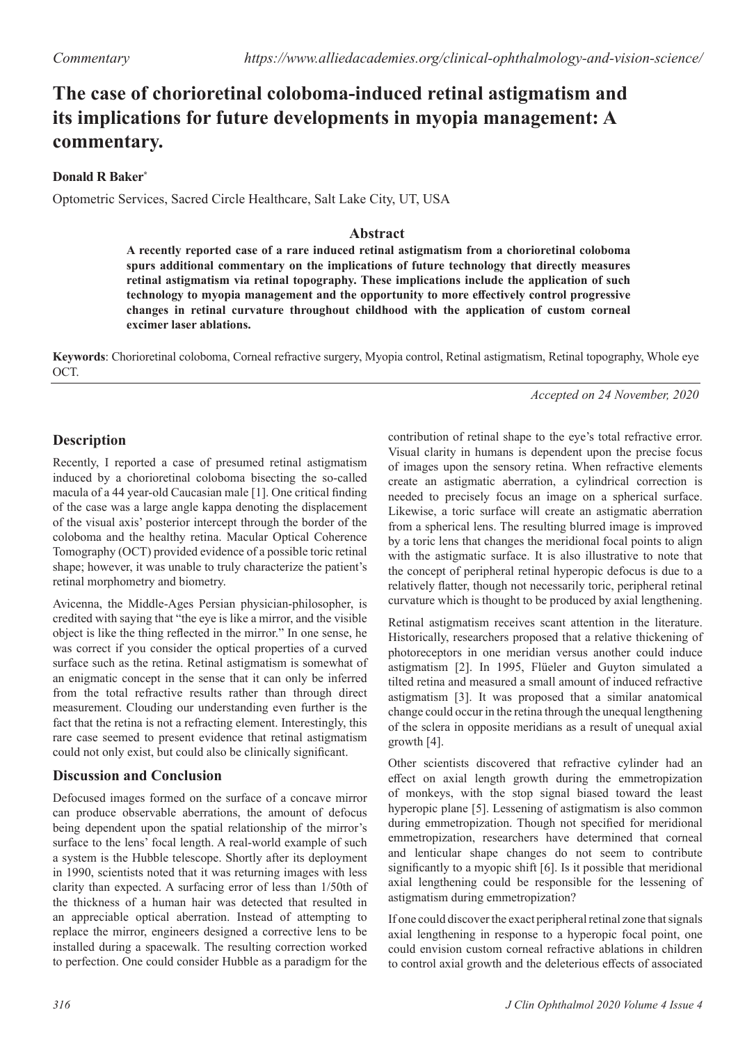# The case of chorioretinal coloboma-induced retinal astigmatism and its implications for future developments in myopia management: A commentary.

**Donald R Baker***

Optometric Services, Sacred Circle Healthcare, Salt Lake City, UT, USA

## Abstract

**A recently reported case of a rare induced retinal astigmatism from a chorioretinal coloboma spurs additional commentary on the implications of future technology that directly measures retinal astigmatism via retinal topography. These implications include the application of such technology to myopia management and the opportunity to more effectively control progressive changes in retinal curvature throughout childhood with the application of custom corneal excimer laser ablations.**

**Keywords**: Chorioretinal coloboma, Corneal refractive surgery, Myopia control, Retinal astigmatism, Retinal topography, Whole eye OCT.

*Accepted on 24 November, 2020*

## Description

Recently, I reported a case of presumed retinal astigmatism induced by a chorioretinal coloboma bisecting the so-called macula of a 44 year-old Caucasian male [1]. One critical finding of the case was a large angle kappa denoting the displacement of the visual axis' posterior intercept through the border of the coloboma and the healthy retina. Macular Optical Coherence Tomography (OCT) provided evidence of a possible toric retinal shape; however, it was unable to truly characterize the patient's retinal morphometry and biometry.

Avicenna, the Middle-Ages Persian physician-philosopher, is credited with saying that "the eye is like a mirror, and the visible object is like the thing reflected in the mirror." In one sense, he was correct if you consider the optical properties of a curved surface such as the retina. Retinal astigmatism is somewhat of an enigmatic concept in the sense that it can only be inferred from the total refractive results rather than through direct measurement. Clouding our understanding even further is the fact that the retina is not a refracting element. Interestingly, this rare case seemed to present evidence that retinal astigmatism could not only exist, but could also be clinically significant.

## Discussion and Conclusion

Defocused images formed on the surface of a concave mirror can produce observable aberrations, the amount of defocus being dependent upon the spatial relationship of the mirror's surface to the lens' focal length. A real-world example of such a system is the Hubble telescope. Shortly after its deployment in 1990, scientists noted that it was returning images with less clarity than expected. A surfacing error of less than 1/50th of the thickness of a human hair was detected that resulted in an appreciable optical aberration. Instead of attempting to replace the mirror, engineers designed a corrective lens to be installed during a spacewalk. The resulting correction worked to perfection. One could consider Hubble as a paradigm for the contribution of retinal shape to the eye's total refractive error. Visual clarity in humans is dependent upon the precise focus of images upon the sensory retina. When refractive elements create an astigmatic aberration, a cylindrical correction is needed to precisely focus an image on a spherical surface. Likewise, a toric surface will create an astigmatic aberration from a spherical lens. The resulting blurred image is improved by a toric lens that changes the meridional focal points to align with the astigmatic surface. It is also illustrative to note that the concept of peripheral retinal hyperopic defocus is due to a relatively flatter, though not necessarily toric, peripheral retinal curvature which is thought to be produced by axial lengthening.

Retinal astigmatism receives scant attention in the literature. Historically, researchers proposed that a relative thickening of photoreceptors in one meridian versus another could induce astigmatism [2]. In 1995, Flüeler and Guyton simulated a tilted retina and measured a small amount of induced refractive astigmatism [3]. It was proposed that a similar anatomical change could occur in the retina through the unequal lengthening of the sclera in opposite meridians as a result of unequal axial growth [4].

Other scientists discovered that refractive cylinder had an effect on axial length growth during the emmetropization of monkeys, with the stop signal biased toward the least hyperopic plane [5]. Lessening of astigmatism is also common during emmetropization. Though not specified for meridional emmetropization, researchers have determined that corneal and lenticular shape changes do not seem to contribute significantly to a myopic shift [6]. Is it possible that meridional axial lengthening could be responsible for the lessening of astigmatism during emmetropization?

If one could discover the exact peripheral retinal zone that signals axial lengthening in response to a hyperopic focal point, one could envision custom corneal refractive ablations in children to control axial growth and the deleterious effects of associated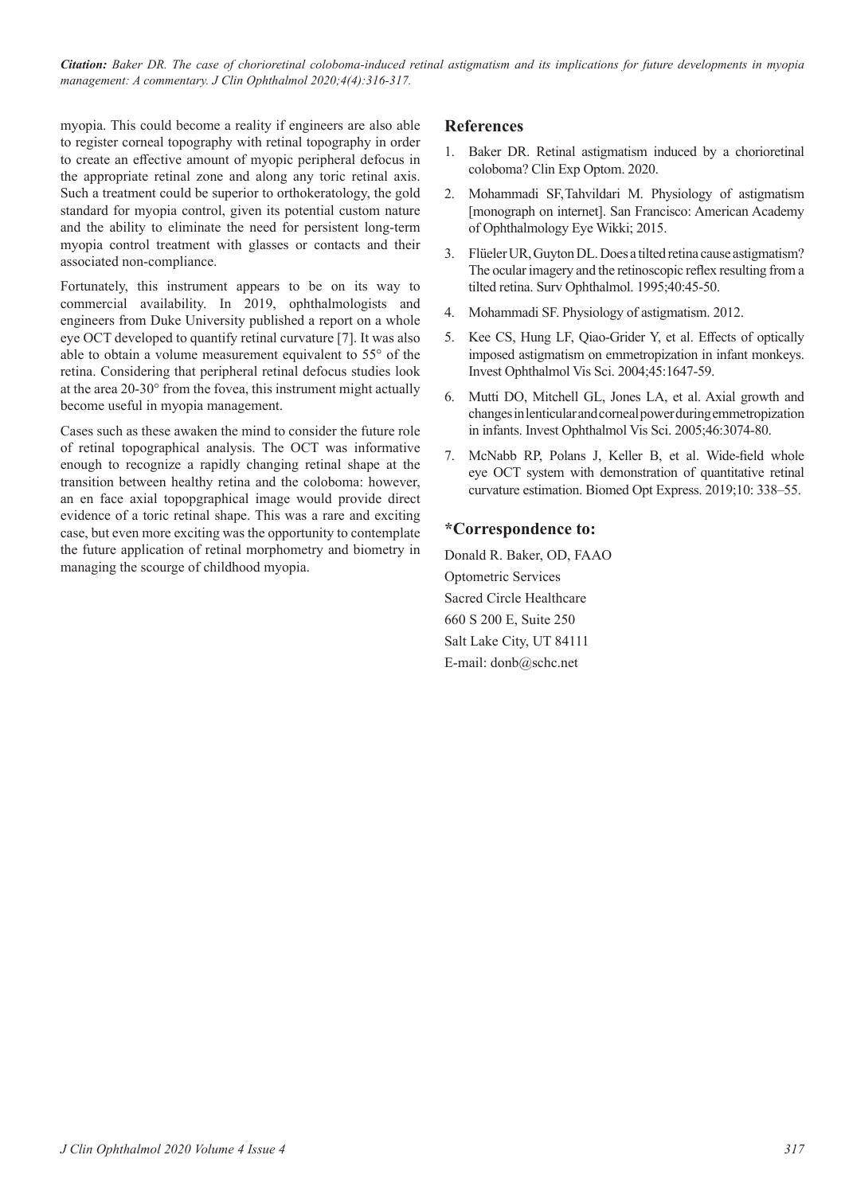myopia. This could become a reality if engineers are also able to register corneal topography with retinal topography in order to create an effective amount of myopic peripheral defocus in the appropriate retinal zone and along any toric retinal axis. Such a treatment could be superior to orthokeratology, the gold standard for myopia control, given its potential custom nature and the ability to eliminate the need for persistent long-term myopia control treatment with glasses or contacts and their associated non-compliance.

Fortunately, this instrument appears to be on its way to commercial availability. In 2019, ophthalmologists and engineers from Duke University published a report on a whole eye OCT developed to quantify retinal curvature [7]. It was also able to obtain a volume measurement equivalent to 55° of the retina. Considering that peripheral retinal defocus studies look at the area 20-30° from the fovea, this instrument might actually become useful in myopia management.

Cases such as these awaken the mind to consider the future role of retinal topographical analysis. The OCT was informative enough to recognize a rapidly changing retinal shape at the transition between healthy retina and the coloboma: however, an en face axial topopgraphical image would provide direct evidence of a toric retinal shape. This was a rare and exciting case, but even more exciting was the opportunity to contemplate the future application of retinal morphometry and biometry in managing the scourge of childhood myopia.

## References

1. Baker DR. Retinal astigmatism induced by a chorioretinal coloboma? Clin Exp Optom. 2020.
2. Mohammadi SF, Tahvildari M. Physiology of astigmatism [monograph on internet]. San Francisco: American Academy of Ophthalmology Eye Wikki; 2015.
3. Flüeler UR, Guyton DL. Does a tilted retina cause astigmatism? The ocular imagery and the retinoscopic reflex resulting from a tilted retina. Surv Ophthalmol. 1995;40:45-50.
4. Mohammadi SF. Physiology of astigmatism. 2012.
5. Kee CS, Hung LF, Qiao-Grider Y, et al. Effects of optically imposed astigmatism on emmetropization in infant monkeys. Invest Ophthalmol Vis Sci. 2004;45:1647-59.
6. Mutti DO, Mitchell GL, Jones LA, et al. Axial growth and changes in lenticular and corneal power during emmetropization in infants. Invest Ophthalmol Vis Sci. 2005;46:3074-80.
7. McNabb RP, Polans J, Keller B, et al. Wide-field whole eye OCT system with demonstration of quantitative retinal curvature estimation. Biomed Opt Express. 2019;10: 338–55.

## *Correspondence to:

Donald R. Baker, OD, FAAO

Optometric Services

Sacred Circle Healthcare

660 S 200 E, Suite 250

Salt Lake City, UT 84111

E-mail: donb@schc.net